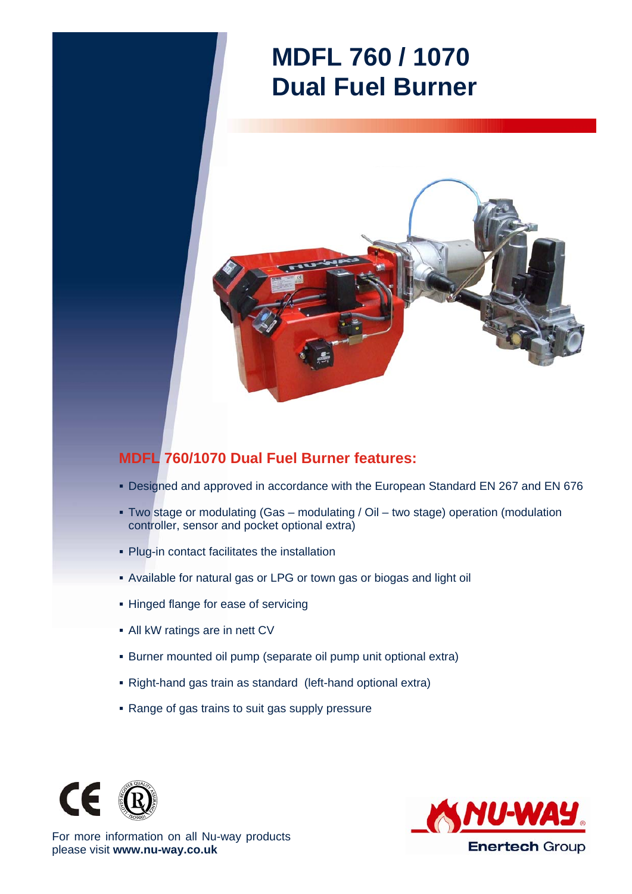# MDFL 760 / 1070 Dual Fuel Burner

## MDFL 760/1070 Dual Fuel Burner features:

- Designed and approved in accordance with the European Standard EN 267 and EN 676
- Two stage or modulating (Gas – modulating / Oil – two stage) operation (modulation controller, sensor and pocket optional extra)
- Plug-in contact facilitates the installation
- Available for natural gas or LPG or town gas or biogas and light oil
- Hinged flange for ease of servicing
- All kW ratings are in nett CV
- Burner mounted oil pump (separate oil pump unit optional extra)
- Right-hand gas train as standard (left-hand optional extra)
- Range of gas trains to suit gas supply pressure

For more information on all Nu-way products please visit **www.nu-way.co.uk**

NU-WAY®
**Enertech** Group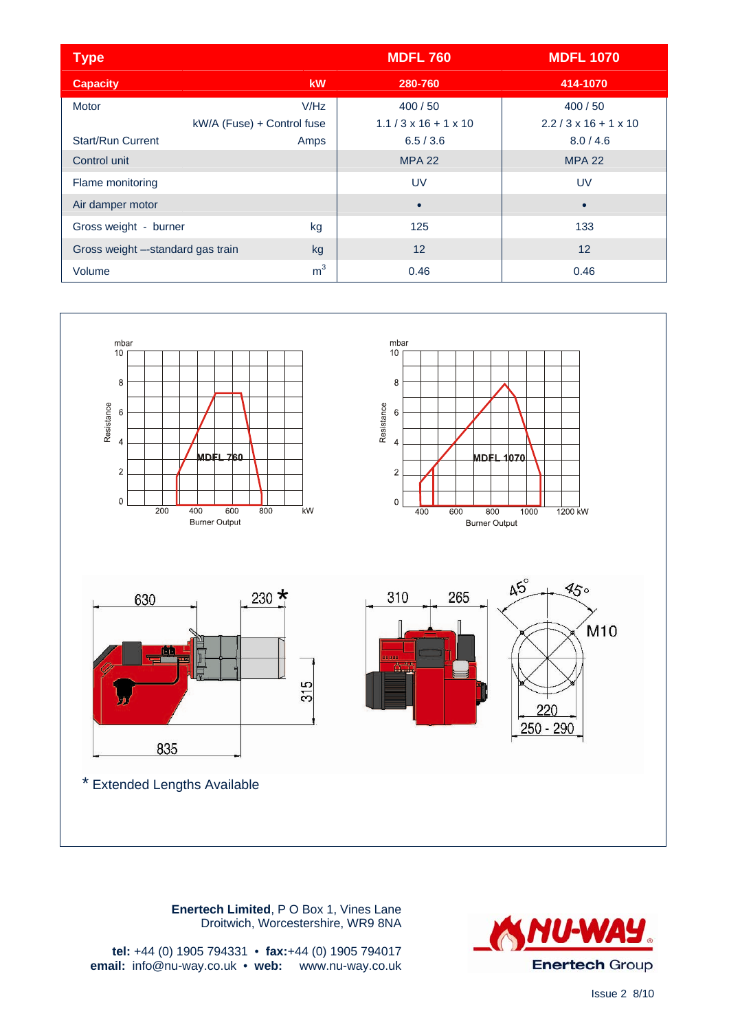| Type | | MDFL 760 | MDFL 1070 |
|---|---|---|---|
| Capacity | kW | 280-760 | 414-1070 |
| Motor | V/Hz | 400 / 50 | 400 / 50 |
| | kW/A (Fuse) + Control fuse | 1.1 / 3 x 16 + 1 x 10 | 2.2 / 3 x 16 + 1 x 10 |
| Start/Run Current | Amps | 6.5 / 3.6 | 8.0 / 4.6 |
| Control unit | | MPA 22 | MPA 22 |
| Flame monitoring | | UV | UV |
| Air damper motor | | • | • |
| Gross weight - burner | kg | 125 | 133 |
| Gross weight –-standard gas train | kg | 12 | 12 |
| Volume | $m^3$ | 0.46 | 0.46 |

mbar
10
8
6
4
2
0
Resistance
200 400 600 800 kW
Burner Output
MDFL 760

mbar
10
8
6
4
2
0
Resistance
400 600 800 1000 1200 kW
Burner Output
MDFL 1070

630
230 *
315
835

310
265
45°
45°
M10
220
250 - 290

\* Extended Lengths Available

**Enertech Limited**, P O Box 1, Vines Lane
Droitwich, Worcestershire, WR9 8NA

**tel:** +44 (0) 1905 794331 • **fax:**+44 (0) 1905 794017
**email:** info@nu-way.co.uk • **web:** www.nu-way.co.uk

NU-WAY®
Enertech Group

Issue 2 8/10